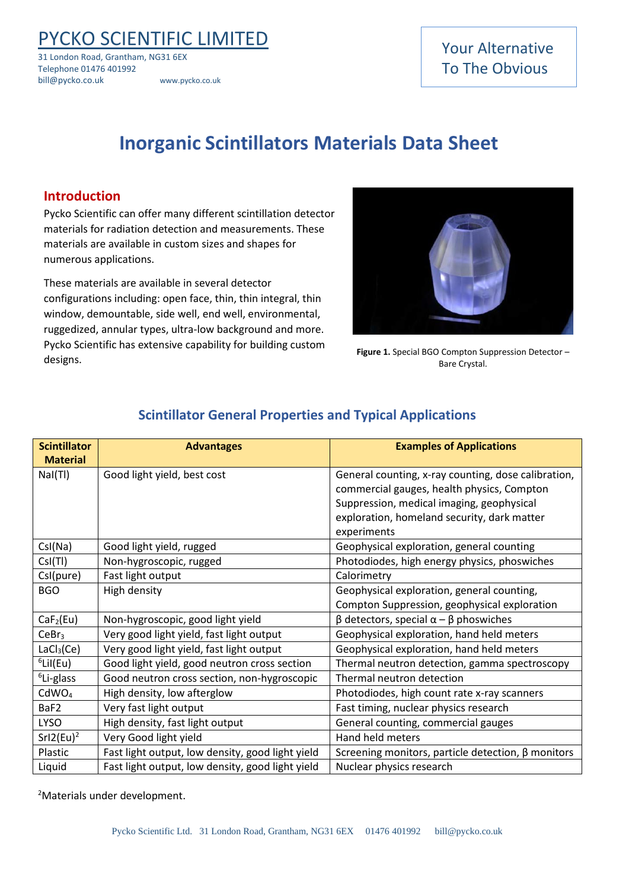PYCKO SCIENTIFIC LIMITED

31 London Road, Grantham, NG31 6EX
Telephone 01476 401992
bill@pycko.co.uk www.pycko.co.uk

Your Alternative To The Obvious

# Inorganic Scintillators Materials Data Sheet

## Introduction

Pycko Scientific can offer many different scintillation detector materials for radiation detection and measurements. These materials are available in custom sizes and shapes for numerous applications.

These materials are available in several detector configurations including: open face, thin, thin integral, thin window, demountable, side well, end well, environmental, ruggedized, annular types, ultra-low background and more. Pycko Scientific has extensive capability for building custom designs.

**Figure 1.** Special BGO Compton Suppression Detector – Bare Crystal.

## Scintillator General Properties and Typical Applications

| Scintillator Material | Advantages | Examples of Applications |
|---|---|---|
| NaI(Tl) | Good light yield, best cost | General counting, x-ray counting, dose calibration, commercial gauges, health physics, Compton Suppression, medical imaging, geophysical exploration, homeland security, dark matter experiments |
| CsI(Na) | Good light yield, rugged | Geophysical exploration, general counting |
| CsI(Tl) | Non-hygroscopic, rugged | Photodiodes, high energy physics, phoswiches |
| CsI(pure) | Fast light output | Calorimetry |
| BGO | High density | Geophysical exploration, general counting, Compton Suppression, geophysical exploration |
| $CaF_2$(Eu) | Non-hygroscopic, good light yield | β detectors, special α – β phoswiches |
| $CeBr_3$ | Very good light yield, fast light output | Geophysical exploration, hand held meters |
| $LaCl_3$(Ce) | Very good light yield, fast light output | Geophysical exploration, hand held meters |
| $^6$LiI(Eu) | Good light yield, good neutron cross section | Thermal neutron detection, gamma spectroscopy |
| $^6$Li-glass | Good neutron cross section, non-hygroscopic | Thermal neutron detection |
| $CdWO_4$ | High density, low afterglow | Photodiodes, high count rate x-ray scanners |
| BaF2 | Very fast light output | Fast timing, nuclear physics research |
| LYSO | High density, fast light output | General counting, commercial gauges |
| SrI2(Eu)[2] | Very Good light yield | Hand held meters |
| Plastic | Fast light output, low density, good light yield | Screening monitors, particle detection, β monitors |
| Liquid | Fast light output, low density, good light yield | Nuclear physics research |

[2]Materials under development.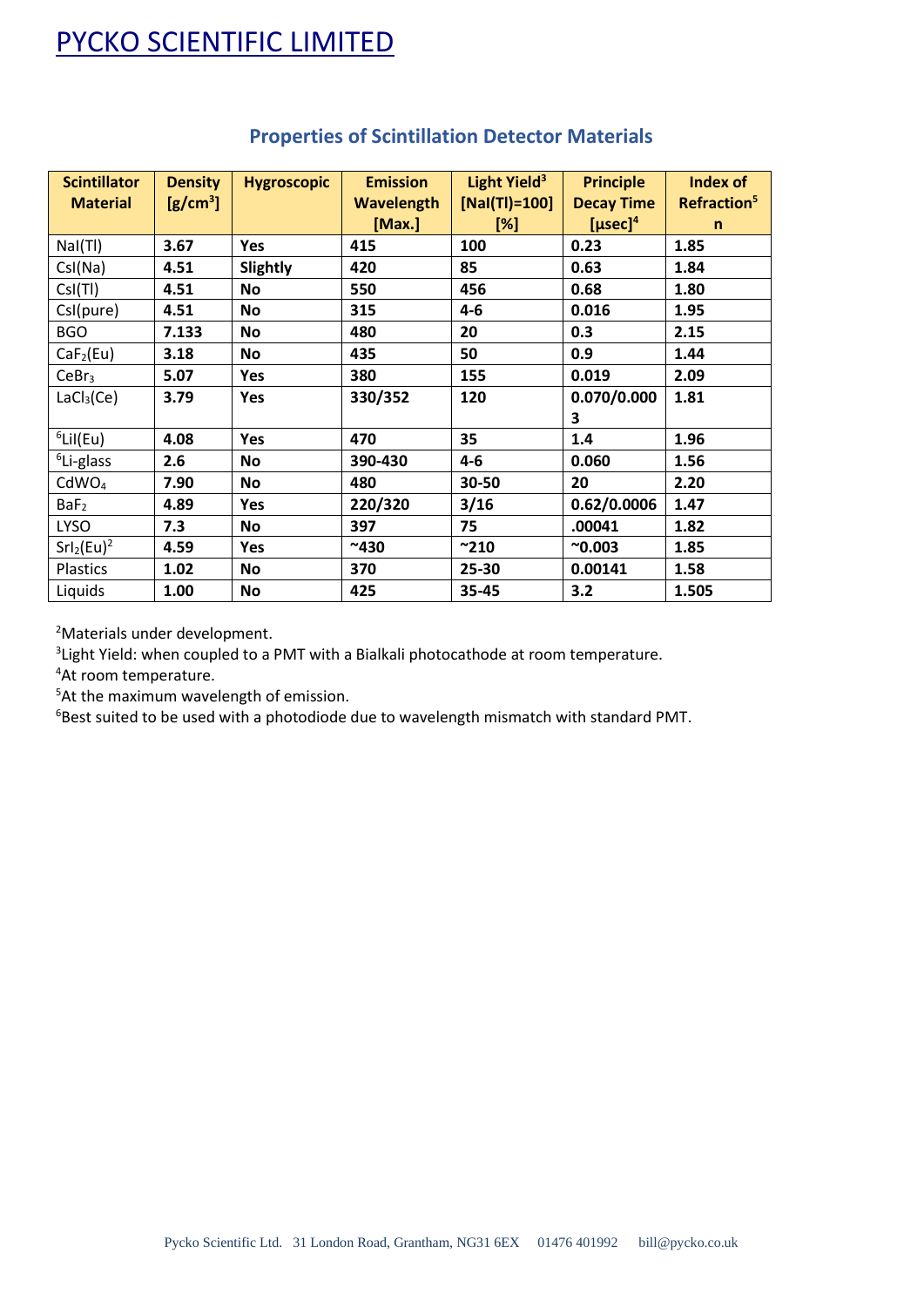# PYCKO SCIENTIFIC LIMITED

## Properties of Scintillation Detector Materials

| Scintillator Material | Density [g/cm$^3$] | Hygroscopic | Emission Wavelength [Max.] | Light Yield[3] [NaI(Tl)=100] [%] | Principle Decay Time [μsec][4] | Index of Refraction[5] n |
|---|---|---|---|---|---|---|
| NaI(Tl) | **3.67** | **Yes** | **415** | **100** | **0.23** | **1.85** |
| CsI(Na) | **4.51** | **Slightly** | **420** | **85** | **0.63** | **1.84** |
| CsI(Tl) | **4.51** | **No** | **550** | **456** | **0.68** | **1.80** |
| CsI(pure) | **4.51** | **No** | **315** | **4-6** | **0.016** | **1.95** |
| BGO | **7.133** | **No** | **480** | **20** | **0.3** | **2.15** |
| $CaF_2$(Eu) | **3.18** | **No** | **435** | **50** | **0.9** | **1.44** |
| $CeBr_3$ | **5.07** | **Yes** | **380** | **155** | **0.019** | **2.09** |
| $LaCl_3$(Ce) | **3.79** | **Yes** | **330/352** | **120** | **0.070/0.0003** | **1.81** |
| [6]LiI(Eu) | **4.08** | **Yes** | **470** | **35** | **1.4** | **1.96** |
| [6]Li-glass | **2.6** | **No** | **390-430** | **4-6** | **0.060** | **1.56** |
| $CdWO_4$ | **7.90** | **No** | **480** | **30-50** | **20** | **2.20** |
| $BaF_2$ | **4.89** | **Yes** | **220/320** | **3/16** | **0.62/0.0006** | **1.47** |
| LYSO | **7.3** | **No** | **397** | **75** | **.00041** | **1.82** |
| $SrI_2$(Eu)[2] | **4.59** | **Yes** | **~430** | **~210** | **~0.003** | **1.85** |
| Plastics | **1.02** | **No** | **370** | **25-30** | **0.00141** | **1.58** |
| Liquids | **1.00** | **No** | **425** | **35-45** | **3.2** | **1.505** |

[2]Materials under development.

[3]Light Yield: when coupled to a PMT with a Bialkali photocathode at room temperature.

[4]At room temperature.

[5]At the maximum wavelength of emission.

[6]Best suited to be used with a photodiode due to wavelength mismatch with standard PMT.

Pycko Scientific Ltd. 31 London Road, Grantham, NG31 6EX 01476 401992 bill@pycko.co.uk